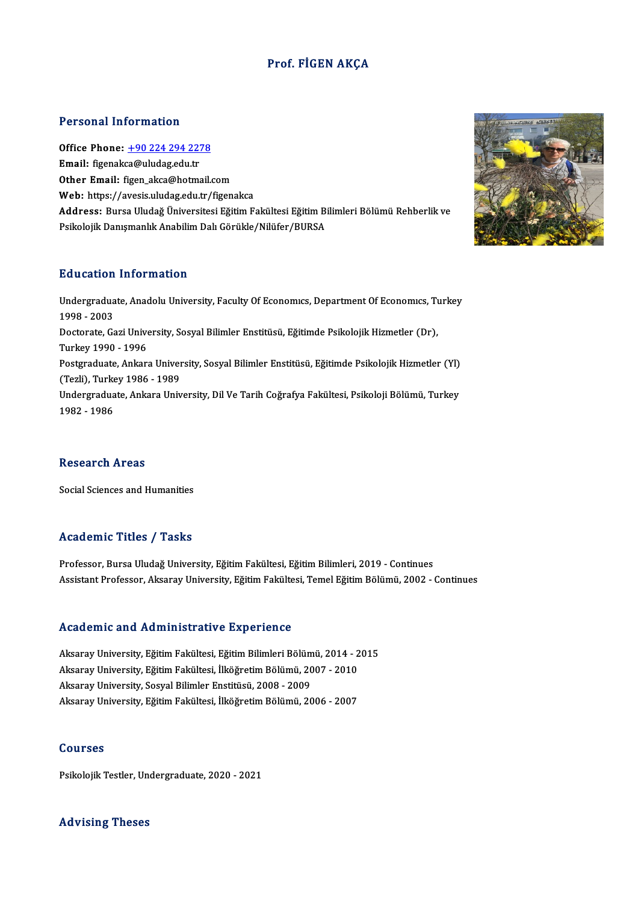# Prof. FİGEN AKÇA

## Personal Information

**Office Phone:** +90 224 294 2278
**Email:** figenakca@uludag.edu.tr
**Other Email:** figen_akca@hotmail.com
**Web:** https://avesis.uludag.edu.tr/figenakca
**Address:** Bursa Uludağ Üniversitesi Eğitim Fakültesi Eğitim Bilimleri Bölümü Rehberlik ve Psikolojik Danışmanlık Anabilim Dalı Görükle/Nilüfer/BURSA

## Education Information

Undergraduate, Anadolu University, Faculty Of Economıcs, Department Of Economıcs, Turkey 1998 - 2003
Doctorate, Gazi University, Sosyal Bilimler Enstitüsü, Eğitimde Psikolojik Hizmetler (Dr), Turkey 1990 - 1996
Postgraduate, Ankara University, Sosyal Bilimler Enstitüsü, Eğitimde Psikolojik Hizmetler (Yl) (Tezli), Turkey 1986 - 1989
Undergraduate, Ankara University, Dil Ve Tarih Coğrafya Fakültesi, Psikoloji Bölümü, Turkey 1982 - 1986

## Research Areas

Social Sciences and Humanities

## Academic Titles / Tasks

Professor, Bursa Uludağ University, Eğitim Fakültesi, Eğitim Bilimleri, 2019 - Continues
Assistant Professor, Aksaray University, Eğitim Fakültesi, Temel Eğitim Bölümü, 2002 - Continues

## Academic and Administrative Experience

Aksaray University, Eğitim Fakültesi, Eğitim Bilimleri Bölümü, 2014 - 2015
Aksaray University, Eğitim Fakültesi, İlköğretim Bölümü, 2007 - 2010
Aksaray University, Sosyal Bilimler Enstitüsü, 2008 - 2009
Aksaray University, Eğitim Fakültesi, İlköğretim Bölümü, 2006 - 2007

## Courses

Psikolojik Testler, Undergraduate, 2020 - 2021

## Advising Theses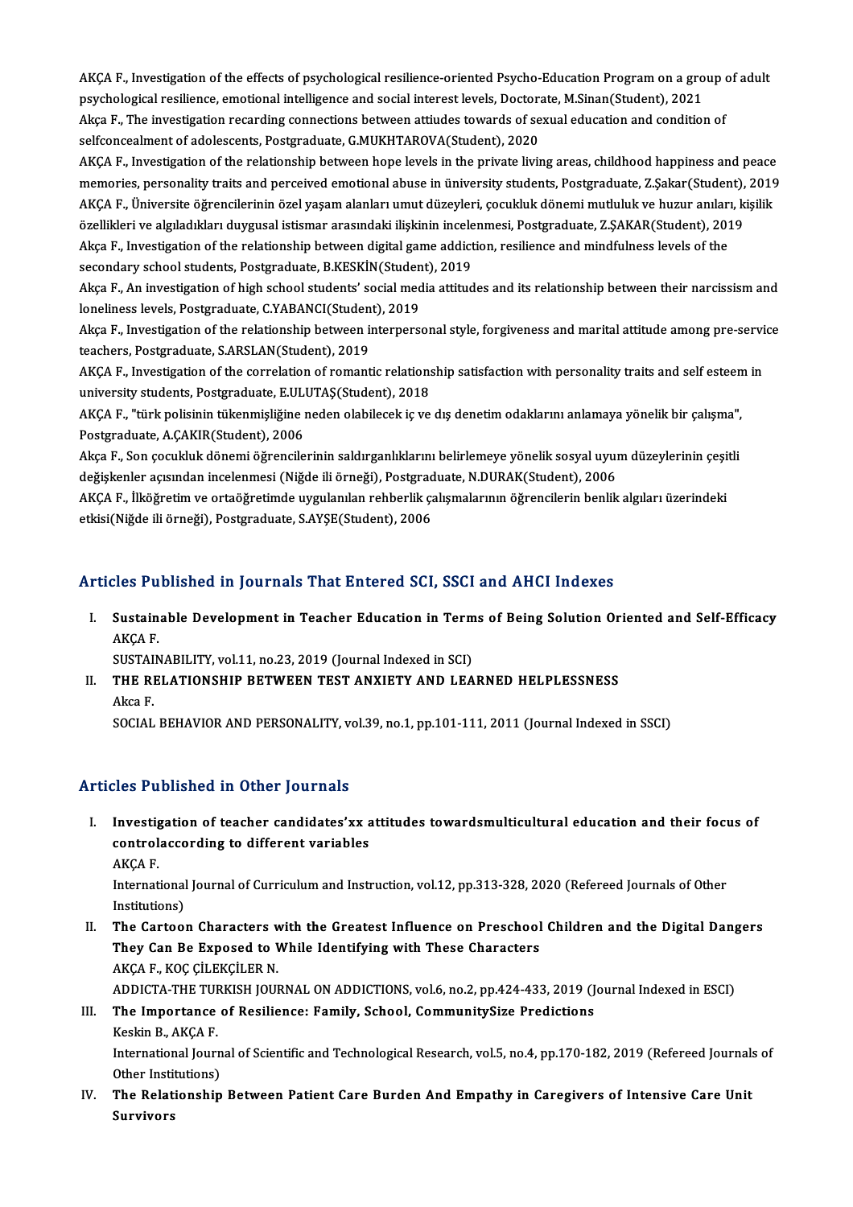AKÇA F., Investigation of the effects of psychological resilience-oriented Psycho-Education Program on a group of adult psychological resilience, emotional intelligence and social interest levels, Doctorate, M.Sinan(Student), 2021

Akça F., The investigation recarding connections between attiudes towards of sexual education and condition of selfconcealment of adolescents, Postgraduate, G.MUKHTAROVA(Student), 2020

AKÇA F., Investigation of the relationship between hope levels in the private living areas, childhood happiness and peace memories, personality traits and perceived emotional abuse in university students, Postgraduate, Z.Şakar(Student), 2019

AKÇA F., Üniversite öğrencilerinin özel yaşam alanları umut düzeyleri, çocukluk dönemi mutluluk ve huzur anıları, kişilik özellikleri ve algıladıkları duygusal istismar arasındaki ilişkinin incelenmesi, Postgraduate, Z.ŞAKAR(Student), 2019

Akça F., Investigation of the relationship between digital game addiction, resilience and mindfulness levels of the secondary school students, Postgraduate, B.KESKİN(Student), 2019

Akça F., An investigation of high school students' social media attitudes and its relationship between their narcissism and loneliness levels, Postgraduate, C.YABANCI(Student), 2019

Akça F., Investigation of the relationship between interpersonal style, forgiveness and marital attitude among pre-service teachers, Postgraduate, S.ARSLAN(Student), 2019

AKÇA F., Investigation of the correlation of romantic relationship satisfaction with personality traits and self esteem in university students, Postgraduate, E.ULUTAŞ(Student), 2018

AKÇA F., "türk polisinin tükenmişliğine neden olabilecek iç ve dış denetim odaklarını anlamaya yönelik bir çalışma", Postgraduate, A.ÇAKIR(Student), 2006

Akça F., Son çocukluk dönemi öğrencilerinin saldırganlıklarını belirlemeye yönelik sosyal uyum düzeylerinin çeşitli değişkenler açısından incelenmesi (Niğde ili örneği), Postgraduate, N.DURAK(Student), 2006

AKÇA F., İlköğretim ve ortaöğretimde uygulanılan rehberlik çalışmalarının öğrencilerin benlik algıları üzerindeki etkisi(Niğde ili örneği), Postgraduate, S.AYŞE(Student), 2006

## Articles Published in Journals That Entered SCI, SSCI and AHCI Indexes

I. **Sustainable Development in Teacher Education in Terms of Being Solution Oriented and Self-Efficacy**
   AKÇA F.
   SUSTAINABILITY, vol.11, no.23, 2019 (Journal Indexed in SCI)

II. **THE RELATIONSHIP BETWEEN TEST ANXIETY AND LEARNED HELPLESSNESS**
   Akca F.
   SOCIAL BEHAVIOR AND PERSONALITY, vol.39, no.1, pp.101-111, 2011 (Journal Indexed in SSCI)

## Articles Published in Other Journals

I. **Investigation of teacher candidates'xx attitudes towardsmulticultural education and their focus of controlaccording to different variables**
   AKÇA F.
   International Journal of Curriculum and Instruction, vol.12, pp.313-328, 2020 (Refereed Journals of Other Institutions)

II. **The Cartoon Characters with the Greatest Influence on Preschool Children and the Digital Dangers They Can Be Exposed to While Identifying with These Characters**
   AKÇA F., KOÇ ÇİLEKÇİLER N.
   ADDICTA-THE TURKISH JOURNAL ON ADDICTIONS, vol.6, no.2, pp.424-433, 2019 (Journal Indexed in ESCI)

III. **The Importance of Resilience: Family, School, CommunitySize Predictions**
   Keskin B., AKÇA F.
   International Journal of Scientific and Technological Research, vol.5, no.4, pp.170-182, 2019 (Refereed Journals of Other Institutions)

IV. **The Relationship Between Patient Care Burden And Empathy in Caregivers of Intensive Care Unit Survivors**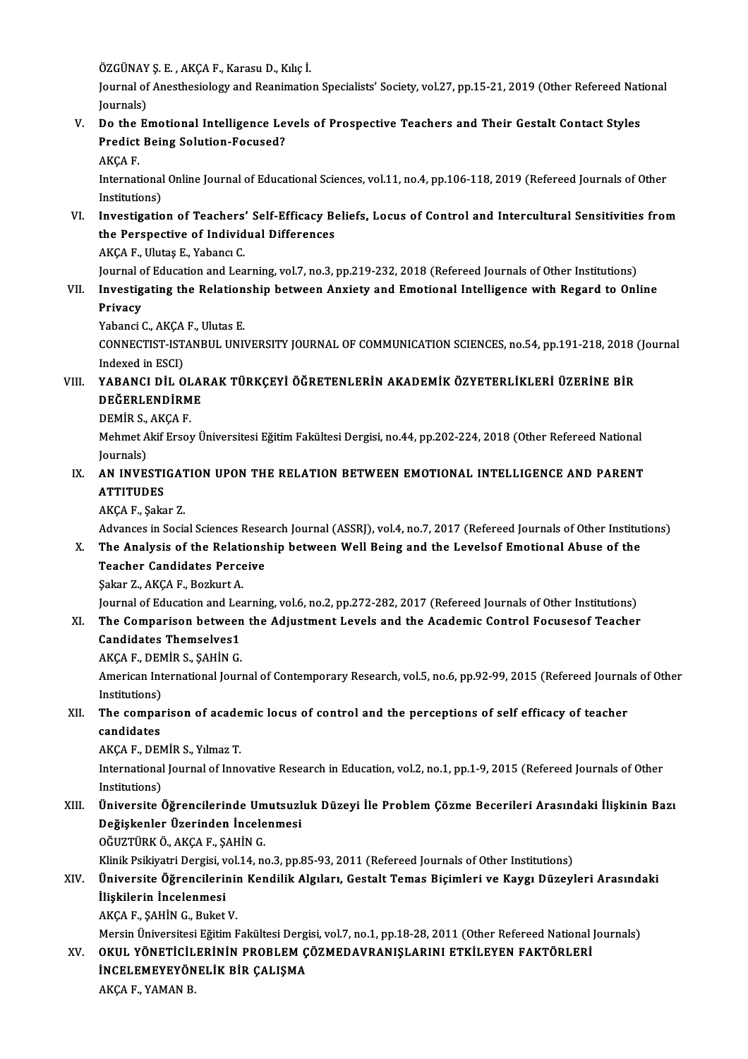ÖZGÜNAY Ş. E. , AKÇA F., Karasu D., Kılıç İ.
Journal of Anesthesiology and Reanimation Specialists' Society, vol.27, pp.15-21, 2019 (Other Refereed National Journals)

V. **Do the Emotional Intelligence Levels of Prospective Teachers and Their Gestalt Contact Styles Predict Being Solution-Focused?**
AKÇA F.
International Online Journal of Educational Sciences, vol.11, no.4, pp.106-118, 2019 (Refereed Journals of Other Institutions)

VI. **Investigation of Teachers' Self-Efficacy Beliefs, Locus of Control and Intercultural Sensitivities from the Perspective of Individual Differences**
AKÇA F., Ulutaş E., Yabancı C.
Journal of Education and Learning, vol.7, no.3, pp.219-232, 2018 (Refereed Journals of Other Institutions)

VII. **Investigating the Relationship between Anxiety and Emotional Intelligence with Regard to Online Privacy**
Yabanci C., AKÇA F., Ulutas E.
CONNECTIST-ISTANBUL UNIVERSITY JOURNAL OF COMMUNICATION SCIENCES, no.54, pp.191-218, 2018 (Journal Indexed in ESCI)

VIII. **YABANCI DİL OLARAK TÜRKÇEYİ ÖĞRETENLERİN AKADEMİK ÖZYETERLİKLERİ ÜZERİNE BİR DEĞERLENDİRME**
DEMİR S., AKÇA F.
Mehmet Akif Ersoy Üniversitesi Eğitim Fakültesi Dergisi, no.44, pp.202-224, 2018 (Other Refereed National Journals)

IX. **AN INVESTIGATION UPON THE RELATION BETWEEN EMOTIONAL INTELLIGENCE AND PARENT ATTITUDES**
AKÇA F., Şakar Z.
Advances in Social Sciences Research Journal (ASSRJ), vol.4, no.7, 2017 (Refereed Journals of Other Institutions)

X. **The Analysis of the Relationship between Well Being and the Levelsof Emotional Abuse of the Teacher Candidates Perceive**
Şakar Z., AKÇA F., Bozkurt A.
Journal of Education and Learning, vol.6, no.2, pp.272-282, 2017 (Refereed Journals of Other Institutions)

XI. **The Comparison between the Adjustment Levels and the Academic Control Focusesof Teacher Candidates Themselves1**
AKÇA F., DEMİR S., ŞAHİN G.
American International Journal of Contemporary Research, vol.5, no.6, pp.92-99, 2015 (Refereed Journals of Other Institutions)

XII. **The comparison of academic locus of control and the perceptions of self efficacy of teacher candidates**
AKÇA F., DEMİR S., Yılmaz T.
International Journal of Innovative Research in Education, vol.2, no.1, pp.1-9, 2015 (Refereed Journals of Other Institutions)

XIII. **Üniversite Öğrencilerinde Umutsuzluk Düzeyi İle Problem Çözme Becerileri Arasındaki İlişkinin Bazı Değişkenler Üzerinden İncelenmesi**
OĞUZTÜRK Ö., AKÇA F., ŞAHİN G.
Klinik Psikiyatri Dergisi, vol.14, no.3, pp.85-93, 2011 (Refereed Journals of Other Institutions)

XIV. **Üniversite Öğrencilerinin Kendilik Algıları, Gestalt Temas Biçimleri ve Kaygı Düzeyleri Arasındaki İlişkilerin İncelenmesi**
AKÇA F., ŞAHİN G., Buket V.
Mersin Üniversitesi Eğitim Fakültesi Dergisi, vol.7, no.1, pp.18-28, 2011 (Other Refereed National Journals)

XV. **OKUL YÖNETİCİLERİNİN PROBLEM ÇÖZMEDAVRANIŞLARINI ETKİLEYEN FAKTÖRLERİ İNCELEMEYEYÖNELİK BİR ÇALIŞMA**
AKÇA F., YAMAN B.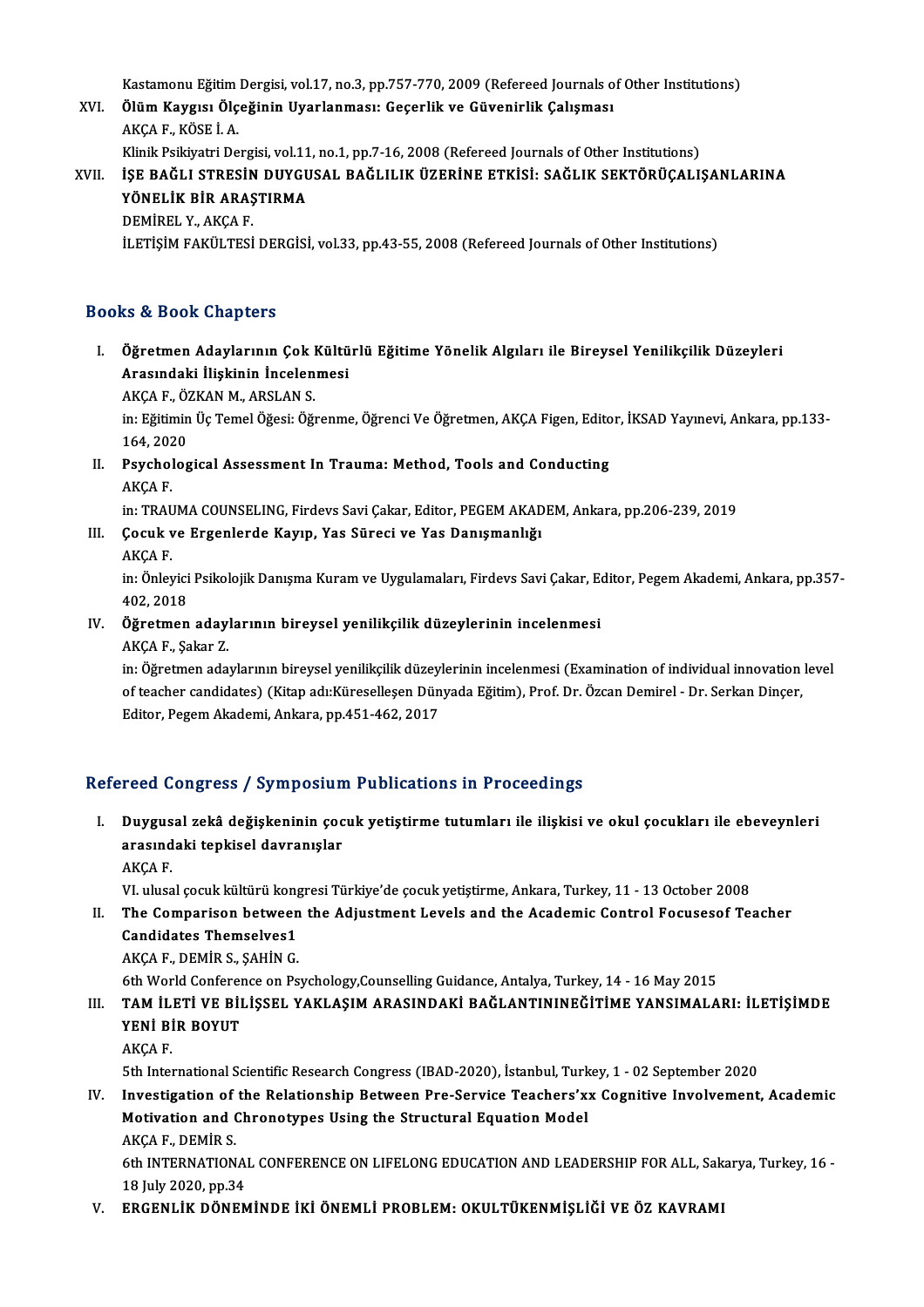Kastamonu Eğitim Dergisi, vol.17, no.3, pp.757-770, 2009 (Refereed Journals of Other Institutions)

XVI. **Ölüm Kaygısı Ölçeğinin Uyarlanması: Geçerlik ve Güvenirlik Çalışması**
AKÇA F., KÖSE İ. A.
Klinik Psikiyatri Dergisi, vol.11, no.1, pp.7-16, 2008 (Refereed Journals of Other Institutions)

XVII. **İŞE BAĞLI STRESİN DUYGUSAL BAĞLILIK ÜZERİNE ETKİSİ: SAĞLIK SEKTÖRÜÇALIŞANLARINA YÖNELİK BİR ARAŞTIRMA**
DEMİREL Y., AKÇA F.
İLETİŞİM FAKÜLTESİ DERGİSİ, vol.33, pp.43-55, 2008 (Refereed Journals of Other Institutions)

## Books & Book Chapters

I. **Öğretmen Adaylarının Çok Kültürlü Eğitime Yönelik Algıları ile Bireysel Yenilikçilik Düzeyleri Arasındaki İlişkinin İncelenmesi**
AKÇA F., ÖZKAN M., ARSLAN S.
in: Eğitimin Üç Temel Öğesi: Öğrenme, Öğrenci Ve Öğretmen, AKÇA Figen, Editor, İKSAD Yayınevi, Ankara, pp.133-164, 2020

II. **Psychological Assessment In Trauma: Method, Tools and Conducting**
AKÇA F.
in: TRAUMA COUNSELING, Firdevs Savi Çakar, Editor, PEGEM AKADEM, Ankara, pp.206-239, 2019

III. **Çocuk ve Ergenlerde Kayıp, Yas Süreci ve Yas Danışmanlığı**
AKÇA F.
in: Önleyici Psikolojik Danışma Kuram ve Uygulamaları, Firdevs Savi Çakar, Editor, Pegem Akademi, Ankara, pp.357-402, 2018

IV. **Öğretmen adaylarının bireysel yenilikçilik düzeylerinin incelenmesi**
AKÇA F., Şakar Z.
in: Öğretmen adaylarının bireysel yenilikçilik düzeylerinin incelenmesi (Examination of individual innovation level of teacher candidates) (Kitap adı:Küreselleşen Dünyada Eğitim), Prof. Dr. Özcan Demirel - Dr. Serkan Dinçer, Editor, Pegem Akademi, Ankara, pp.451-462, 2017

## Refereed Congress / Symposium Publications in Proceedings

I. **Duygusal zekâ değişkeninin çocuk yetiştirme tutumları ile ilişkisi ve okul çocukları ile ebeveynleri arasındaki tepkisel davranışlar**
AKÇA F.
VI. ulusal çocuk kültürü kongresi Türkiye'de çocuk yetiştirme, Ankara, Turkey, 11 - 13 October 2008

II. **The Comparison between the Adjustment Levels and the Academic Control Focusesof Teacher Candidates Themselves1**
AKÇA F., DEMİR S., ŞAHİN G.
6th World Conference on Psychology,Counselling Guidance, Antalya, Turkey, 14 - 16 May 2015

III. **TAM İLETİ VE BİLİŞSEL YAKLAŞIM ARASINDAKİ BAĞLANTININEĞİTİME YANSIMALARI: İLETİŞİMDE YENİ BİR BOYUT**
AKÇA F.
5th International Scientific Research Congress (IBAD-2020), İstanbul, Turkey, 1 - 02 September 2020

IV. **Investigation of the Relationship Between Pre-Service Teachers'xx Cognitive Involvement, Academic Motivation and Chronotypes Using the Structural Equation Model**
AKÇA F., DEMİR S.
6th INTERNATIONAL CONFERENCE ON LIFELONG EDUCATION AND LEADERSHIP FOR ALL, Sakarya, Turkey, 16 - 18 July 2020, pp.34

V. **ERGENLİK DÖNEMİNDE İKİ ÖNEMLİ PROBLEM: OKULTÜKENMİŞLİĞİ VE ÖZ KAVRAMI**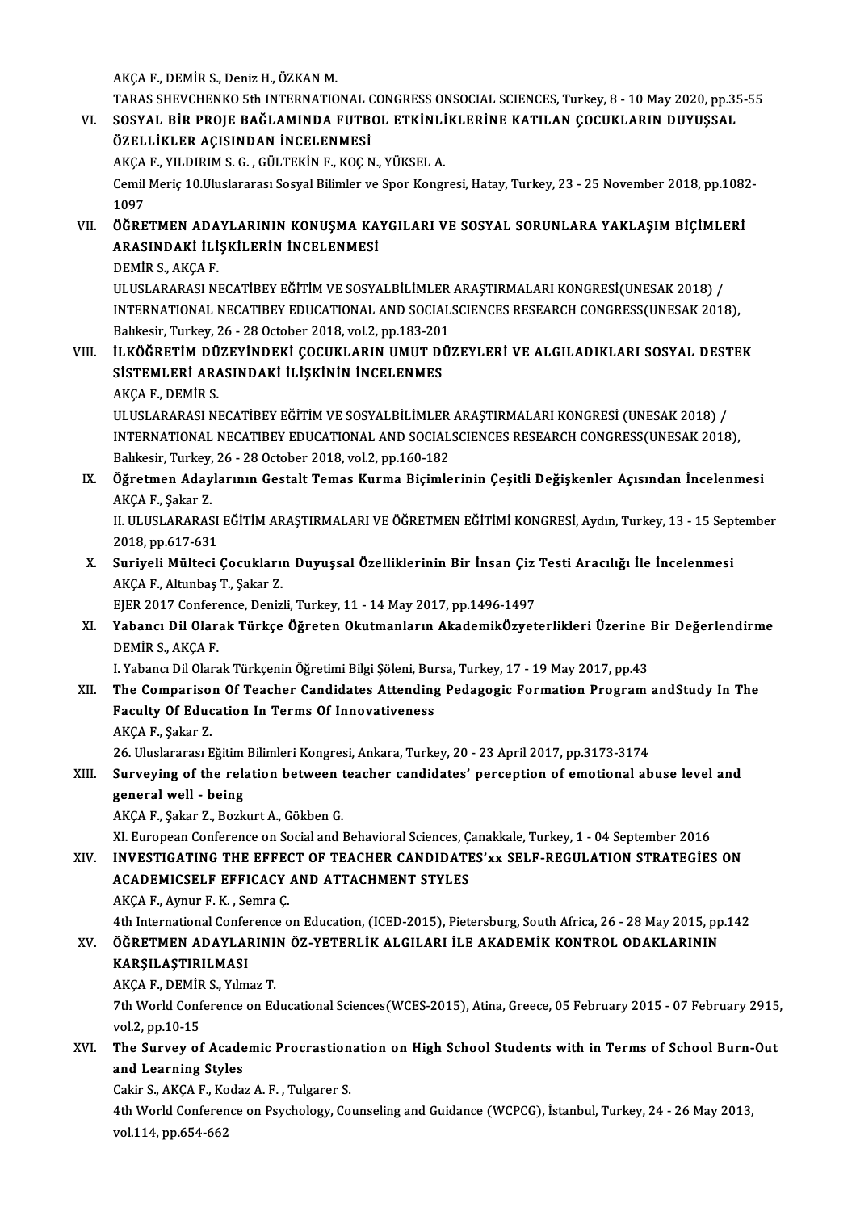AKÇA F., DEMİR S., Deniz H., ÖZKAN M.

TARAS SHEVCHENKO 5th INTERNATIONAL CONGRESS ONSOCIAL SCIENCES, Turkey, 8 - 10 May 2020, pp.35-55

VI. **SOSYAL BİR PROJE BAĞLAMINDA FUTBOL ETKİNLİKLERİNE KATILAN ÇOCUKLARIN DUYUŞSAL ÖZELLİKLER AÇISINDAN İNCELENMESİ**
AKÇA F., YILDIRIM S. G. , GÜLTEKİN F., KOÇ N., YÜKSEL A.
Cemil Meriç 10.Uluslararası Sosyal Bilimler ve Spor Kongresi, Hatay, Turkey, 23 - 25 November 2018, pp.1082-1097

VII. **ÖĞRETMEN ADAYLARININ KONUŞMA KAYGILARI VE SOSYAL SORUNLARA YAKLAŞIM BİÇİMLERİ ARASINDAKİ İLİŞKİLERİN İNCELENMESİ**
DEMİR S., AKÇA F.
ULUSLARARASI NECATİBEY EĞİTİM VE SOSYALBİLİMLER ARAŞTIRMALARI KONGRESİ(UNESAK 2018) / INTERNATIONAL NECATIBEY EDUCATIONAL AND SOCIALSCIENCES RESEARCH CONGRESS(UNESAK 2018), Balıkesir, Turkey, 26 - 28 October 2018, vol.2, pp.183-201

VIII. **İLKÖĞRETİM DÜZEYİNDEKİ ÇOCUKLARIN UMUT DÜZEYLERİ VE ALGILADIKLARI SOSYAL DESTEK SİSTEMLERİ ARASINDAKİ İLİŞKİNİN İNCELENMES**
AKÇA F., DEMİR S.
ULUSLARARASI NECATİBEY EĞİTİM VE SOSYALBİLİMLER ARAŞTIRMALARI KONGRESİ (UNESAK 2018) / INTERNATIONAL NECATIBEY EDUCATIONAL AND SOCIALSCIENCES RESEARCH CONGRESS(UNESAK 2018), Balıkesir, Turkey, 26 - 28 October 2018, vol.2, pp.160-182

IX. **Öğretmen Adaylarının Gestalt Temas Kurma Biçimlerinin Çeşitli Değişkenler Açısından İncelenmesi**
AKÇA F., Şakar Z.
II. ULUSLARARASI EĞİTİM ARAŞTIRMALARI VE ÖĞRETMEN EĞİTİMİ KONGRESİ, Aydın, Turkey, 13 - 15 September 2018, pp.617-631

X. **Suriyeli Mülteci Çocukların Duyuşsal Özelliklerinin Bir İnsan Çiz Testi Aracılığı İle İncelenmesi**
AKÇA F., Altunbaş T., Şakar Z.
EJER 2017 Conference, Denizli, Turkey, 11 - 14 May 2017, pp.1496-1497

XI. **Yabancı Dil Olarak Türkçe Öğreten Okutmanların AkademikÖzyeterlikleri Üzerine Bir Değerlendirme**
DEMİR S., AKÇA F.
I. Yabancı Dil Olarak Türkçenin Öğretimi Bilgi Şöleni, Bursa, Turkey, 17 - 19 May 2017, pp.43

XII. **The Comparison Of Teacher Candidates Attending Pedagogic Formation Program andStudy In The Faculty Of Education In Terms Of Innovativeness**
AKÇA F., Şakar Z.
26. Uluslararası Eğitim Bilimleri Kongresi, Ankara, Turkey, 20 - 23 April 2017, pp.3173-3174

XIII. **Surveying of the relation between teacher candidates' perception of emotional abuse level and general well - being**
AKÇA F., Şakar Z., Bozkurt A., Gökben G.
XI. European Conference on Social and Behavioral Sciences, Çanakkale, Turkey, 1 - 04 September 2016

XIV. **INVESTIGATING THE EFFECT OF TEACHER CANDIDATES'xx SELF-REGULATION STRATEGİES ON ACADEMICSELF EFFICACY AND ATTACHMENT STYLES**
AKÇA F., Aynur F. K. , Semra Ç.
4th International Conference on Education, (ICED-2015), Pietersburg, South Africa, 26 - 28 May 2015, pp.142

XV. **ÖĞRETMEN ADAYLARININ ÖZ-YETERLİK ALGILARI İLE AKADEMİK KONTROL ODAKLARININ KARŞILAŞTIRILMASI**
AKÇA F., DEMİR S., Yılmaz T.
7th World Conference on Educational Sciences(WCES-2015), Atina, Greece, 05 February 2015 - 07 February 2915, vol.2, pp.10-15

XVI. **The Survey of Academic Procrastionation on High School Students with in Terms of School Burn-Out and Learning Styles**
Cakir S., AKÇA F., Kodaz A. F. , Tulgarer S.
4th World Conference on Psychology, Counseling and Guidance (WCPCG), İstanbul, Turkey, 24 - 26 May 2013, vol.114, pp.654-662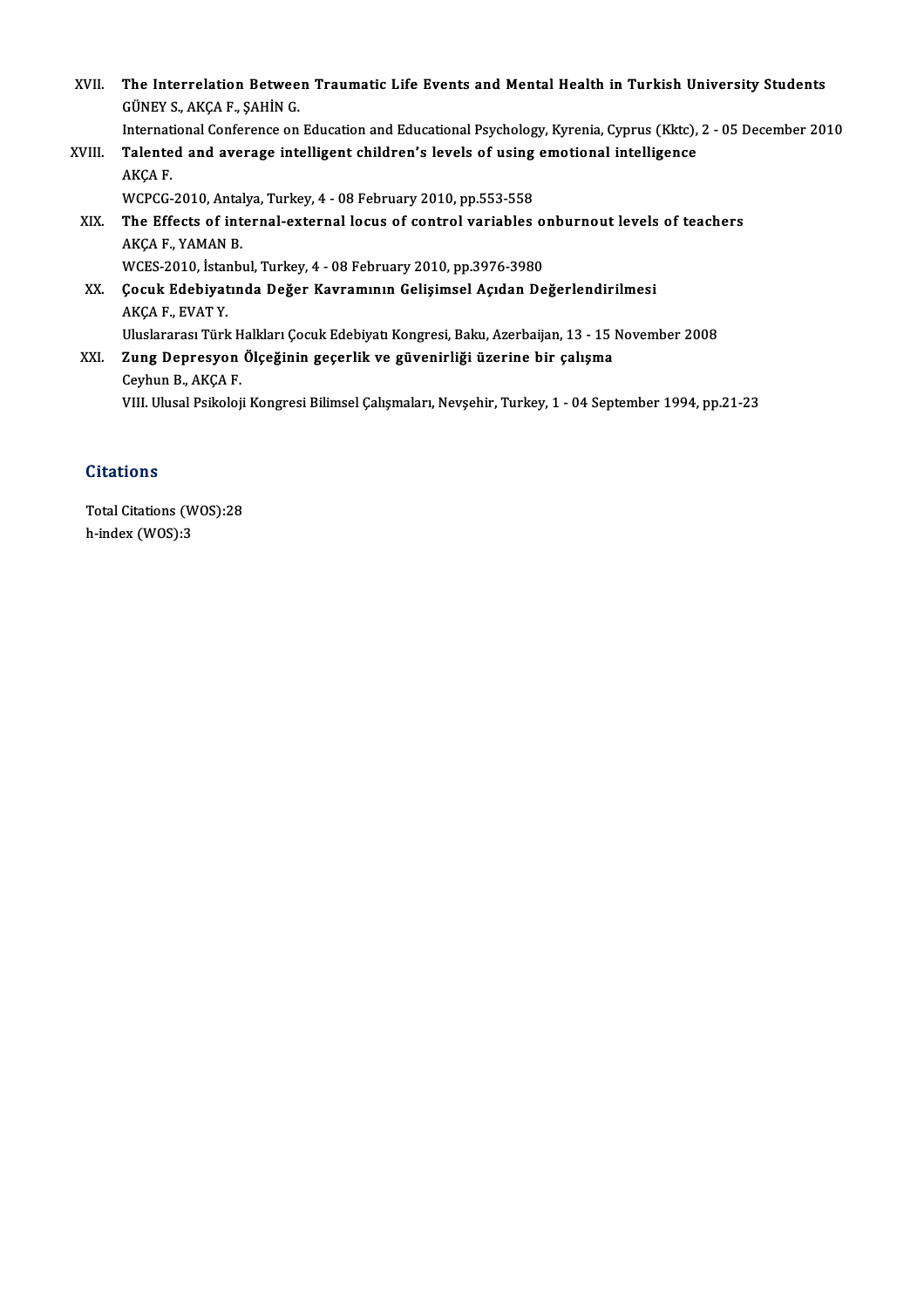XVII. **The Interrelation Between Traumatic Life Events and Mental Health in Turkish University Students**
GÜNEY S., AKÇA F., ŞAHİN G.
International Conference on Education and Educational Psychology, Kyrenia, Cyprus (Kktc), 2 - 05 December 2010

XVIII. **Talented and average intelligent children's levels of using emotional intelligence**
AKÇA F.
WCPCG-2010, Antalya, Turkey, 4 - 08 February 2010, pp.553-558

XIX. **The Effects of internal-external locus of control variables onburnout levels of teachers**
AKÇA F., YAMAN B.
WCES-2010, İstanbul, Turkey, 4 - 08 February 2010, pp.3976-3980

XX. **Çocuk Edebiyatında Değer Kavramının Gelişimsel Açıdan Değerlendirilmesi**
AKÇA F., EVAT Y.
Uluslararası Türk Halkları Çocuk Edebiyatı Kongresi, Baku, Azerbaijan, 13 - 15 November 2008

XXI. **Zung Depresyon Ölçeğinin geçerlik ve güvenirliği üzerine bir çalışma**
Ceyhun B., AKÇA F.
VIII. Ulusal Psikoloji Kongresi Bilimsel Çalışmaları, Nevşehir, Turkey, 1 - 04 September 1994, pp.21-23

## Citations

Total Citations (WOS):28
h-index (WOS):3